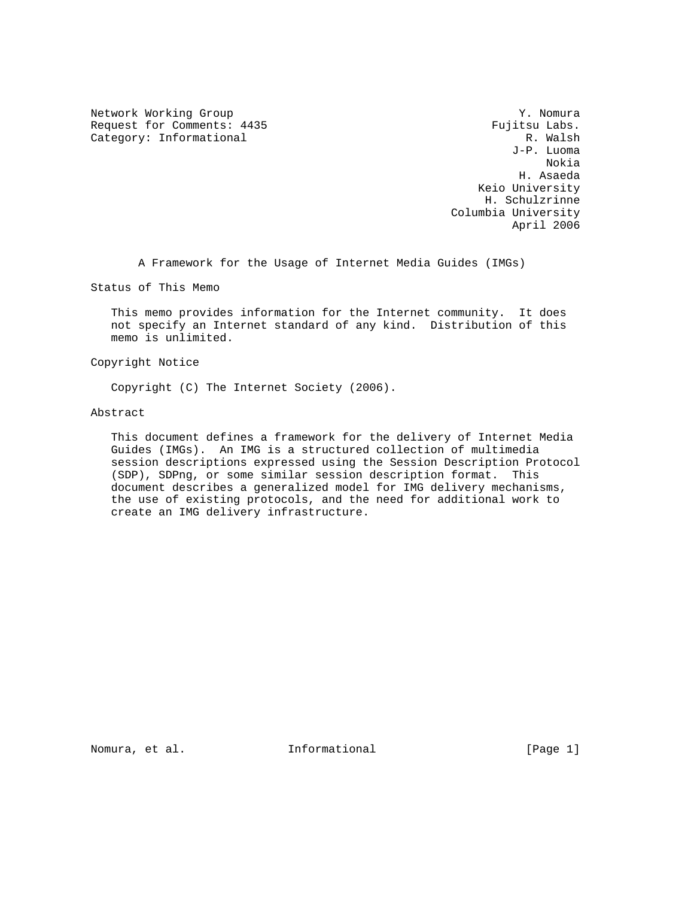Network Working Group Y. Nomura
Request for Comments: 4435 Fujitsu Labs.
Category: Informational R. Walsh
J-P. Luoma
Nokia
H. Asaeda
Keio University
H. Schulzrinne
Columbia University
April 2006

# A Framework for the Usage of Internet Media Guides (IMGs)

## Status of This Memo

This memo provides information for the Internet community. It does not specify an Internet standard of any kind. Distribution of this memo is unlimited.

## Copyright Notice

Copyright (C) The Internet Society (2006).

## Abstract

This document defines a framework for the delivery of Internet Media Guides (IMGs). An IMG is a structured collection of multimedia session descriptions expressed using the Session Description Protocol (SDP), SDPng, or some similar session description format. This document describes a generalized model for IMG delivery mechanisms, the use of existing protocols, and the need for additional work to create an IMG delivery infrastructure.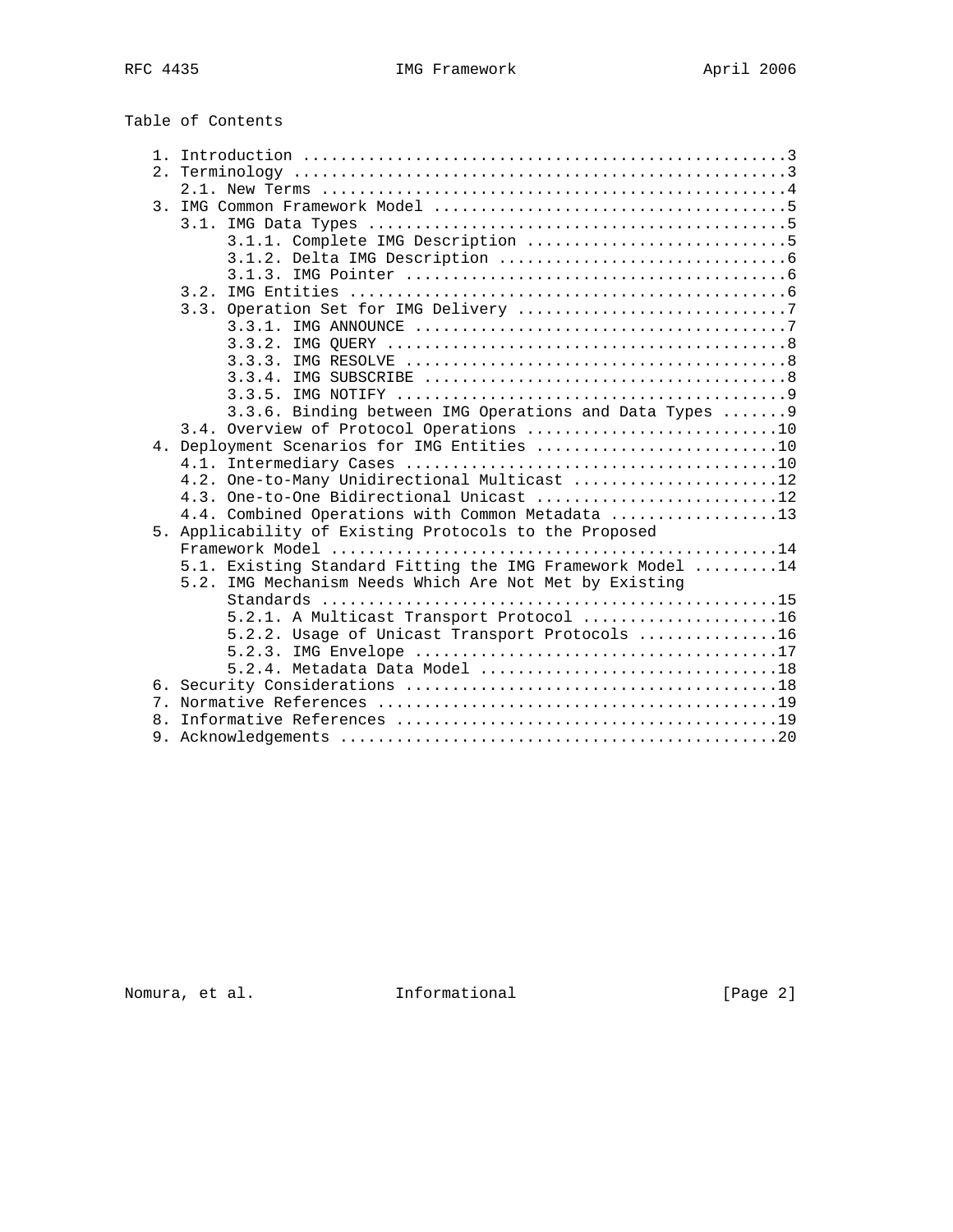Table of Contents

```
   1. Introduction ....................................................3
   2. Terminology .....................................................3
      2.1. New Terms ..................................................4
   3. IMG Common Framework Model ......................................5
      3.1. IMG Data Types .............................................5
           3.1.1. Complete IMG Description ............................5
           3.1.2. Delta IMG Description ...............................6
           3.1.3. IMG Pointer .........................................6
      3.2. IMG Entities ...............................................6
      3.3. Operation Set for IMG Delivery .............................7
           3.3.1. IMG ANNOUNCE ........................................7
           3.3.2. IMG QUERY ...........................................8
           3.3.3. IMG RESOLVE .........................................8
           3.3.4. IMG SUBSCRIBE .......................................8
           3.3.5. IMG NOTIFY ..........................................9
           3.3.6. Binding between IMG Operations and Data Types .......9
      3.4. Overview of Protocol Operations ...........................10
   4. Deployment Scenarios for IMG Entities ..........................10
      4.1. Intermediary Cases ........................................10
      4.2. One-to-Many Unidirectional Multicast ......................12
      4.3. One-to-One Bidirectional Unicast ..........................12
      4.4. Combined Operations with Common Metadata ..................13
   5. Applicability of Existing Protocols to the Proposed
      Framework Model ................................................14
      5.1. Existing Standard Fitting the IMG Framework Model .........14
      5.2. IMG Mechanism Needs Which Are Not Met by Existing
           Standards .................................................15
           5.2.1. A Multicast Transport Protocol .....................16
           5.2.2. Usage of Unicast Transport Protocols ...............16
           5.2.3. IMG Envelope .......................................17
           5.2.4. Metadata Data Model ................................18
   6. Security Considerations ........................................18
   7. Normative References ...........................................19
   8. Informative References .........................................19
   9. Acknowledgements ...............................................20
```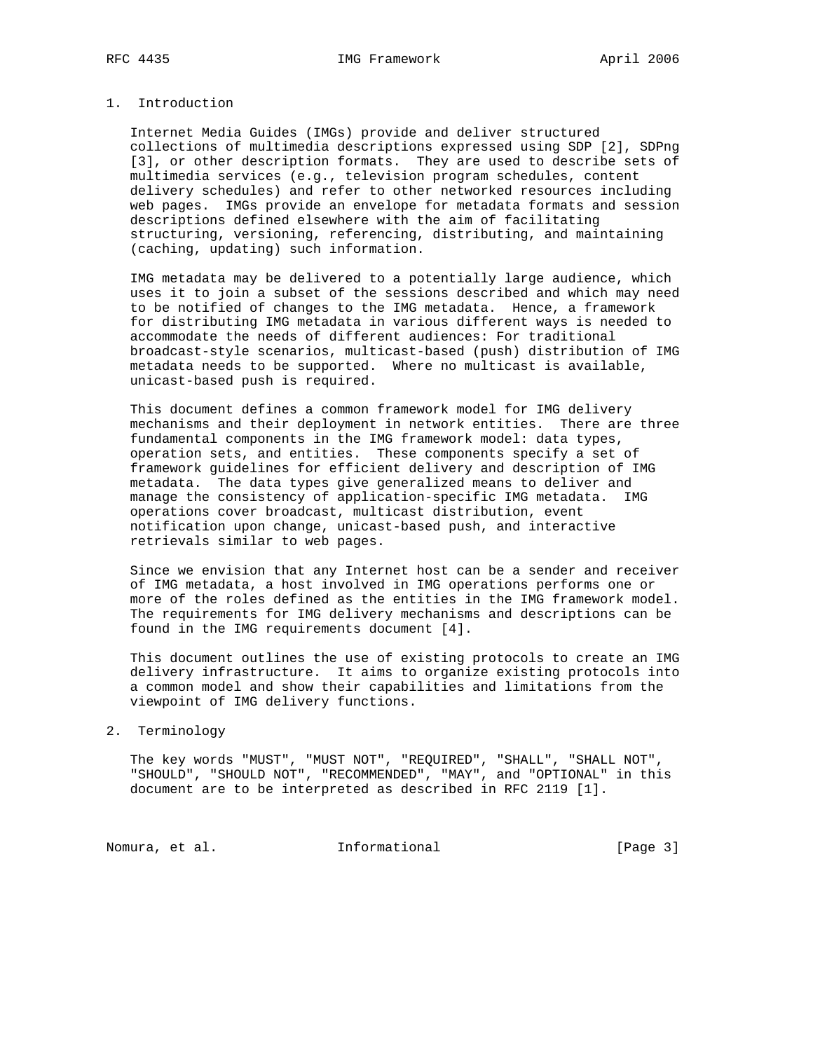## 1. Introduction

Internet Media Guides (IMGs) provide and deliver structured collections of multimedia descriptions expressed using SDP [2], SDPng [3], or other description formats. They are used to describe sets of multimedia services (e.g., television program schedules, content delivery schedules) and refer to other networked resources including web pages. IMGs provide an envelope for metadata formats and session descriptions defined elsewhere with the aim of facilitating structuring, versioning, referencing, distributing, and maintaining (caching, updating) such information.

IMG metadata may be delivered to a potentially large audience, which uses it to join a subset of the sessions described and which may need to be notified of changes to the IMG metadata. Hence, a framework for distributing IMG metadata in various different ways is needed to accommodate the needs of different audiences: For traditional broadcast-style scenarios, multicast-based (push) distribution of IMG metadata needs to be supported. Where no multicast is available, unicast-based push is required.

This document defines a common framework model for IMG delivery mechanisms and their deployment in network entities. There are three fundamental components in the IMG framework model: data types, operation sets, and entities. These components specify a set of framework guidelines for efficient delivery and description of IMG metadata. The data types give generalized means to deliver and manage the consistency of application-specific IMG metadata. IMG operations cover broadcast, multicast distribution, event notification upon change, unicast-based push, and interactive retrievals similar to web pages.

Since we envision that any Internet host can be a sender and receiver of IMG metadata, a host involved in IMG operations performs one or more of the roles defined as the entities in the IMG framework model. The requirements for IMG delivery mechanisms and descriptions can be found in the IMG requirements document [4].

This document outlines the use of existing protocols to create an IMG delivery infrastructure. It aims to organize existing protocols into a common model and show their capabilities and limitations from the viewpoint of IMG delivery functions.

## 2. Terminology

The key words "MUST", "MUST NOT", "REQUIRED", "SHALL", "SHALL NOT", "SHOULD", "SHOULD NOT", "RECOMMENDED", "MAY", and "OPTIONAL" in this document are to be interpreted as described in RFC 2119 [1].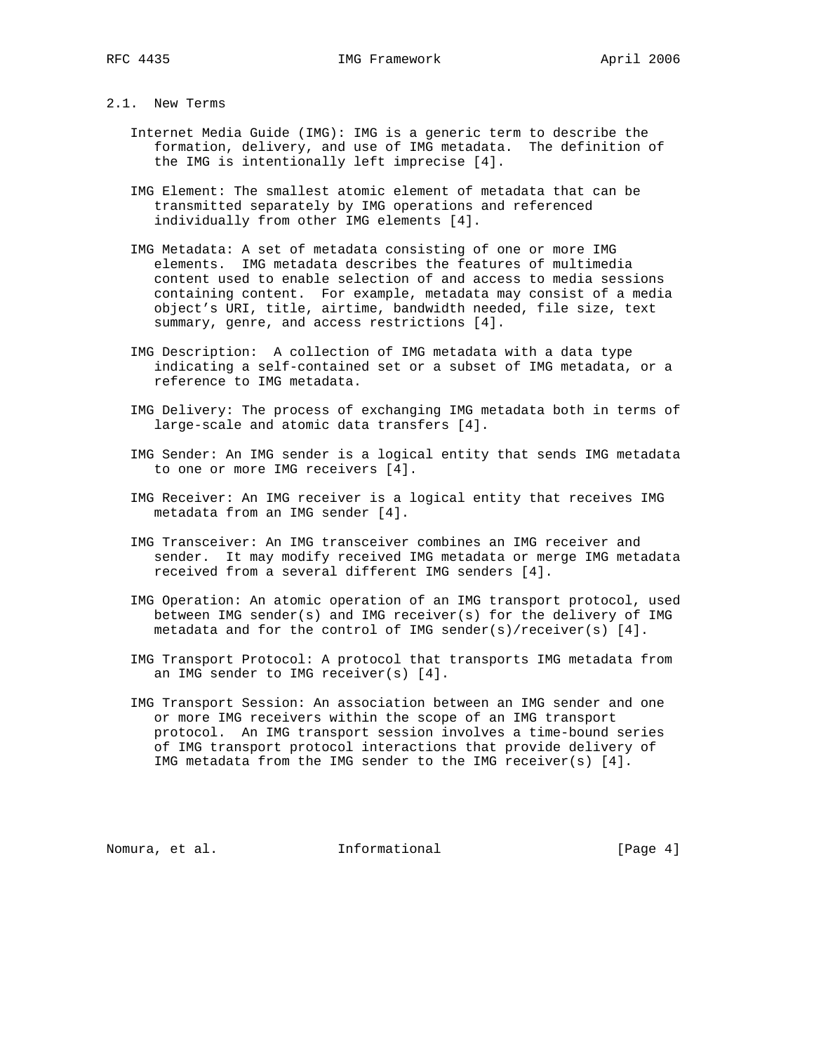## 2.1. New Terms

Internet Media Guide (IMG): IMG is a generic term to describe the formation, delivery, and use of IMG metadata. The definition of the IMG is intentionally left imprecise [4].

IMG Element: The smallest atomic element of metadata that can be transmitted separately by IMG operations and referenced individually from other IMG elements [4].

IMG Metadata: A set of metadata consisting of one or more IMG elements. IMG metadata describes the features of multimedia content used to enable selection of and access to media sessions containing content. For example, metadata may consist of a media object's URI, title, airtime, bandwidth needed, file size, text summary, genre, and access restrictions [4].

IMG Description: A collection of IMG metadata with a data type indicating a self-contained set or a subset of IMG metadata, or a reference to IMG metadata.

IMG Delivery: The process of exchanging IMG metadata both in terms of large-scale and atomic data transfers [4].

IMG Sender: An IMG sender is a logical entity that sends IMG metadata to one or more IMG receivers [4].

IMG Receiver: An IMG receiver is a logical entity that receives IMG metadata from an IMG sender [4].

IMG Transceiver: An IMG transceiver combines an IMG receiver and sender. It may modify received IMG metadata or merge IMG metadata received from a several different IMG senders [4].

IMG Operation: An atomic operation of an IMG transport protocol, used between IMG sender(s) and IMG receiver(s) for the delivery of IMG metadata and for the control of IMG sender(s)/receiver(s) [4].

IMG Transport Protocol: A protocol that transports IMG metadata from an IMG sender to IMG receiver(s) [4].

IMG Transport Session: An association between an IMG sender and one or more IMG receivers within the scope of an IMG transport protocol. An IMG transport session involves a time-bound series of IMG transport protocol interactions that provide delivery of IMG metadata from the IMG sender to the IMG receiver(s) [4].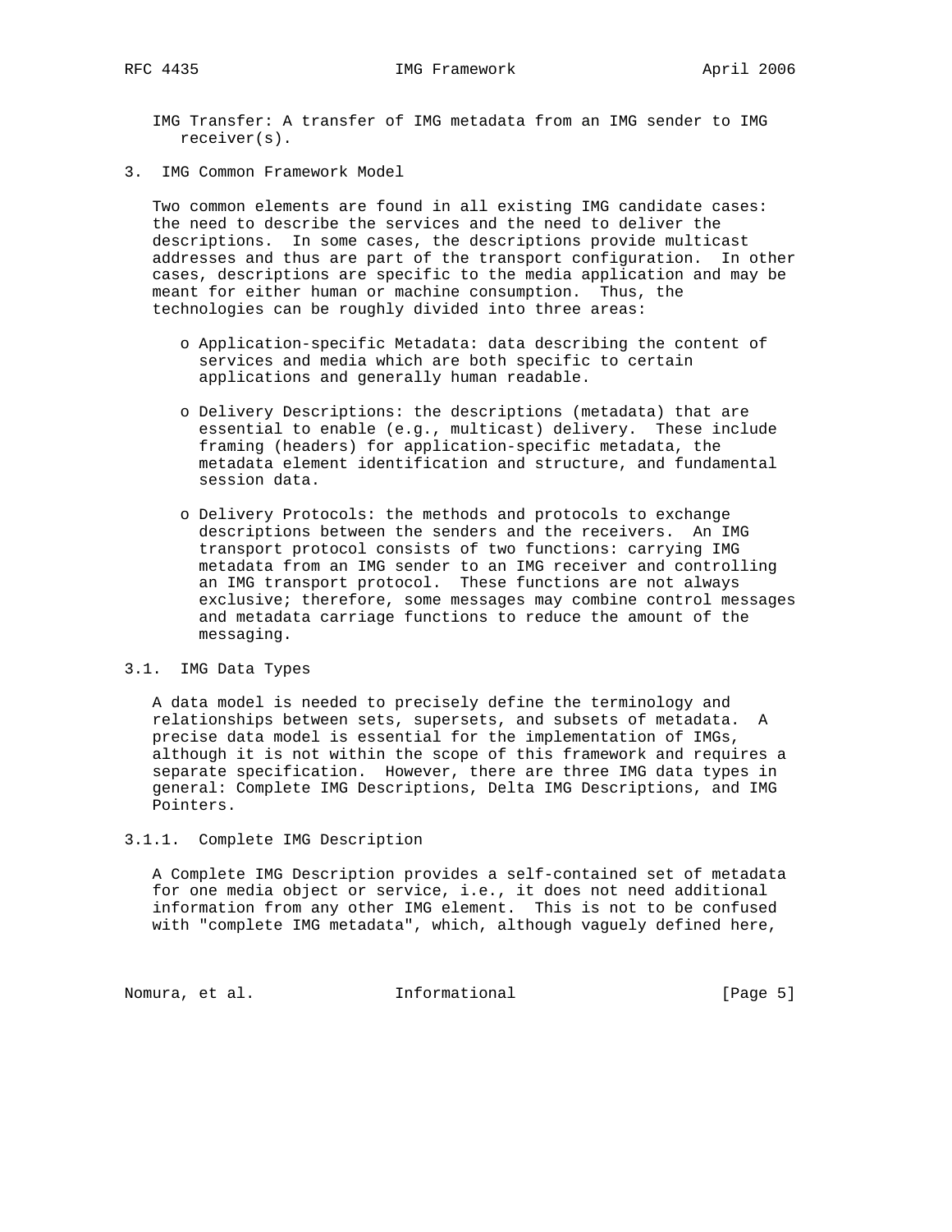IMG Transfer: A transfer of IMG metadata from an IMG sender to IMG receiver(s).

## 3. IMG Common Framework Model

Two common elements are found in all existing IMG candidate cases: the need to describe the services and the need to deliver the descriptions. In some cases, the descriptions provide multicast addresses and thus are part of the transport configuration. In other cases, descriptions are specific to the media application and may be meant for either human or machine consumption. Thus, the technologies can be roughly divided into three areas:

- Application-specific Metadata: data describing the content of services and media which are both specific to certain applications and generally human readable.

- Delivery Descriptions: the descriptions (metadata) that are essential to enable (e.g., multicast) delivery. These include framing (headers) for application-specific metadata, the metadata element identification and structure, and fundamental session data.

- Delivery Protocols: the methods and protocols to exchange descriptions between the senders and the receivers. An IMG transport protocol consists of two functions: carrying IMG metadata from an IMG sender to an IMG receiver and controlling an IMG transport protocol. These functions are not always exclusive; therefore, some messages may combine control messages and metadata carriage functions to reduce the amount of the messaging.

### 3.1. IMG Data Types

A data model is needed to precisely define the terminology and relationships between sets, supersets, and subsets of metadata. A precise data model is essential for the implementation of IMGs, although it is not within the scope of this framework and requires a separate specification. However, there are three IMG data types in general: Complete IMG Descriptions, Delta IMG Descriptions, and IMG Pointers.

#### 3.1.1. Complete IMG Description

A Complete IMG Description provides a self-contained set of metadata for one media object or service, i.e., it does not need additional information from any other IMG element. This is not to be confused with "complete IMG metadata", which, although vaguely defined here,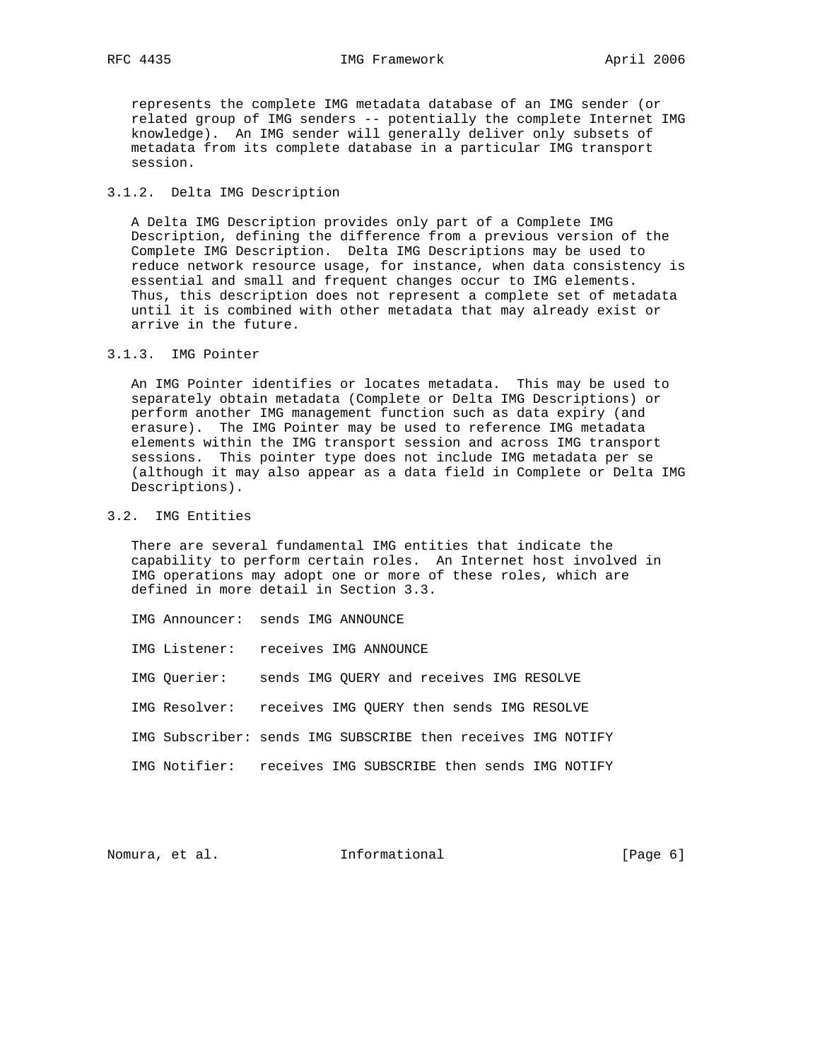represents the complete IMG metadata database of an IMG sender (or related group of IMG senders -- potentially the complete Internet IMG knowledge). An IMG sender will generally deliver only subsets of metadata from its complete database in a particular IMG transport session.

### 3.1.2. Delta IMG Description

A Delta IMG Description provides only part of a Complete IMG Description, defining the difference from a previous version of the Complete IMG Description. Delta IMG Descriptions may be used to reduce network resource usage, for instance, when data consistency is essential and small and frequent changes occur to IMG elements. Thus, this description does not represent a complete set of metadata until it is combined with other metadata that may already exist or arrive in the future.

### 3.1.3. IMG Pointer

An IMG Pointer identifies or locates metadata. This may be used to separately obtain metadata (Complete or Delta IMG Descriptions) or perform another IMG management function such as data expiry (and erasure). The IMG Pointer may be used to reference IMG metadata elements within the IMG transport session and across IMG transport sessions. This pointer type does not include IMG metadata per se (although it may also appear as a data field in Complete or Delta IMG Descriptions).

## 3.2. IMG Entities

There are several fundamental IMG entities that indicate the capability to perform certain roles. An Internet host involved in IMG operations may adopt one or more of these roles, which are defined in more detail in Section 3.3.

```
IMG Announcer:  sends IMG ANNOUNCE

IMG Listener:   receives IMG ANNOUNCE

IMG Querier:    sends IMG QUERY and receives IMG RESOLVE

IMG Resolver:   receives IMG QUERY then sends IMG RESOLVE

IMG Subscriber: sends IMG SUBSCRIBE then receives IMG NOTIFY

IMG Notifier:   receives IMG SUBSCRIBE then sends IMG NOTIFY
```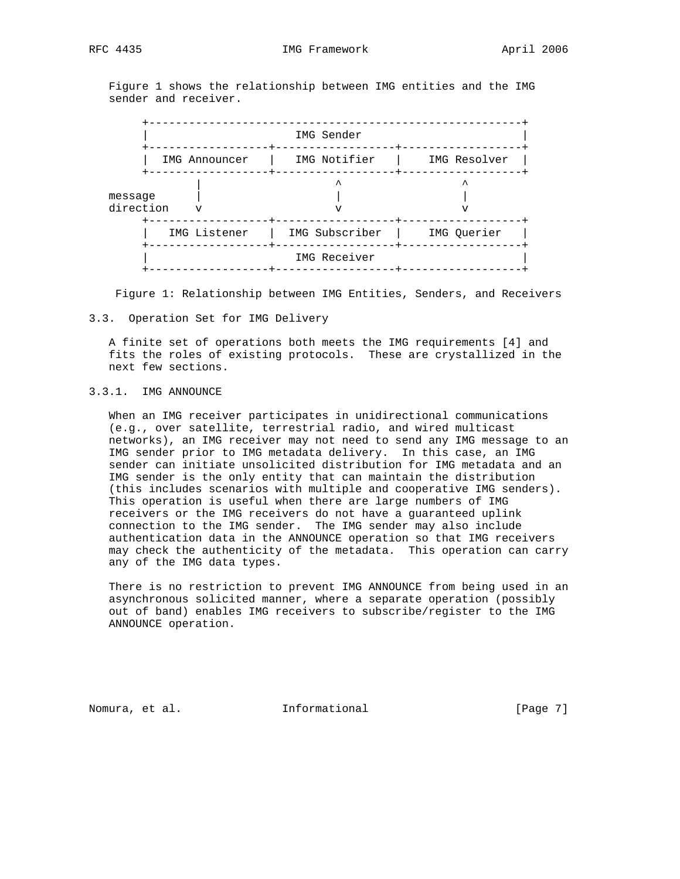Figure 1 shows the relationship between IMG entities and the IMG sender and receiver.

```
     +-------------------------------------------------------+
     |                      IMG Sender                       |
     +------------------+------------------+------------------+
     |  IMG Announcer   |   IMG Notifier   |   IMG Resolver   |
     +------------------+------------------+------------------+
              |                  ^                  ^
message       |                  |                  |
direction     v                  v                  v
     +------------------+------------------+------------------+
     |   IMG Listener   |  IMG Subscriber  |    IMG Querier   |
     +------------------+------------------+------------------+
     |                      IMG Receiver                      |
     +------------------+------------------+------------------+
```

Figure 1: Relationship between IMG Entities, Senders, and Receivers

### 3.3. Operation Set for IMG Delivery

A finite set of operations both meets the IMG requirements [4] and fits the roles of existing protocols. These are crystallized in the next few sections.

#### 3.3.1. IMG ANNOUNCE

When an IMG receiver participates in unidirectional communications (e.g., over satellite, terrestrial radio, and wired multicast networks), an IMG receiver may not need to send any IMG message to an IMG sender prior to IMG metadata delivery. In this case, an IMG sender can initiate unsolicited distribution for IMG metadata and an IMG sender is the only entity that can maintain the distribution (this includes scenarios with multiple and cooperative IMG senders). This operation is useful when there are large numbers of IMG receivers or the IMG receivers do not have a guaranteed uplink connection to the IMG sender. The IMG sender may also include authentication data in the ANNOUNCE operation so that IMG receivers may check the authenticity of the metadata. This operation can carry any of the IMG data types.

There is no restriction to prevent IMG ANNOUNCE from being used in an asynchronous solicited manner, where a separate operation (possibly out of band) enables IMG receivers to subscribe/register to the IMG ANNOUNCE operation.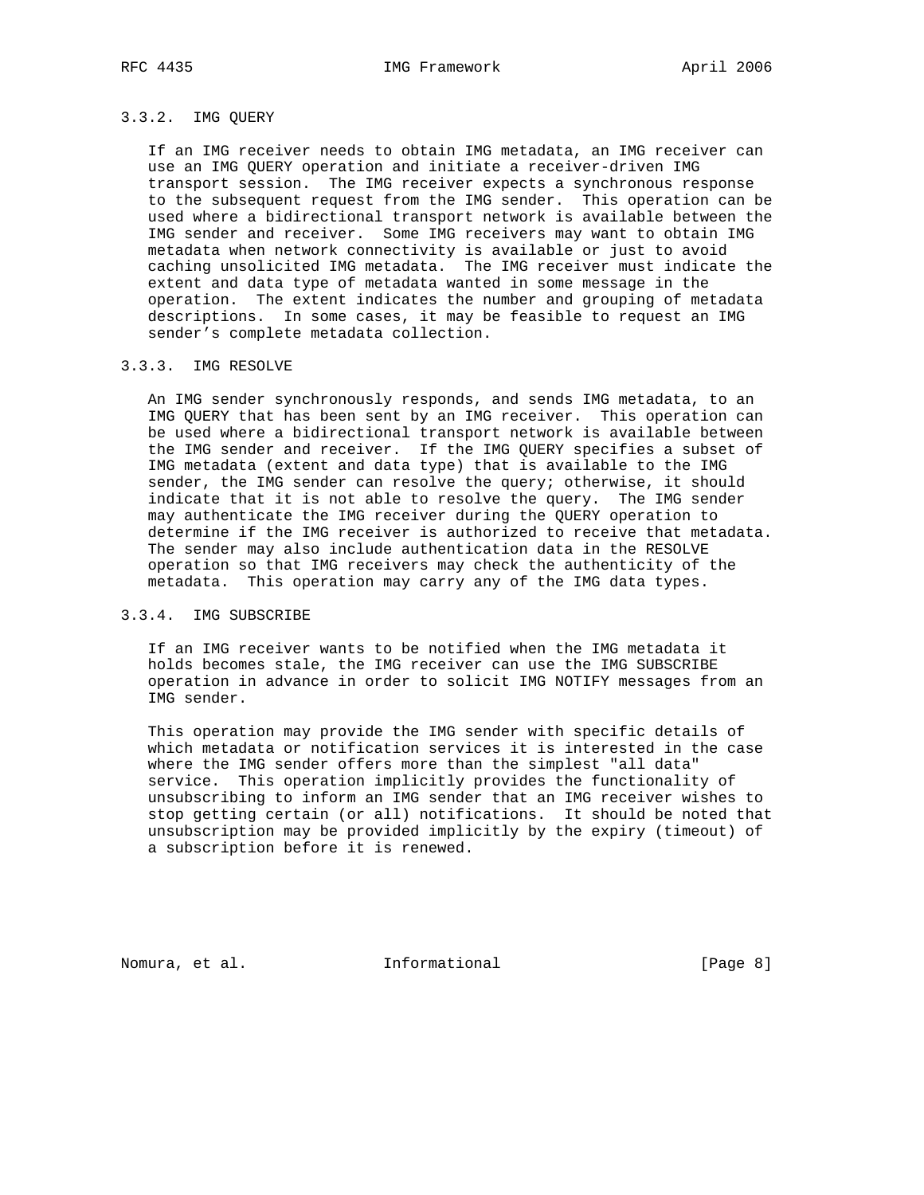### 3.3.2. IMG QUERY

If an IMG receiver needs to obtain IMG metadata, an IMG receiver can use an IMG QUERY operation and initiate a receiver-driven IMG transport session. The IMG receiver expects a synchronous response to the subsequent request from the IMG sender. This operation can be used where a bidirectional transport network is available between the IMG sender and receiver. Some IMG receivers may want to obtain IMG metadata when network connectivity is available or just to avoid caching unsolicited IMG metadata. The IMG receiver must indicate the extent and data type of metadata wanted in some message in the operation. The extent indicates the number and grouping of metadata descriptions. In some cases, it may be feasible to request an IMG sender’s complete metadata collection.

### 3.3.3. IMG RESOLVE

An IMG sender synchronously responds, and sends IMG metadata, to an IMG QUERY that has been sent by an IMG receiver. This operation can be used where a bidirectional transport network is available between the IMG sender and receiver. If the IMG QUERY specifies a subset of IMG metadata (extent and data type) that is available to the IMG sender, the IMG sender can resolve the query; otherwise, it should indicate that it is not able to resolve the query. The IMG sender may authenticate the IMG receiver during the QUERY operation to determine if the IMG receiver is authorized to receive that metadata. The sender may also include authentication data in the RESOLVE operation so that IMG receivers may check the authenticity of the metadata. This operation may carry any of the IMG data types.

### 3.3.4. IMG SUBSCRIBE

If an IMG receiver wants to be notified when the IMG metadata it holds becomes stale, the IMG receiver can use the IMG SUBSCRIBE operation in advance in order to solicit IMG NOTIFY messages from an IMG sender.

This operation may provide the IMG sender with specific details of which metadata or notification services it is interested in the case where the IMG sender offers more than the simplest "all data" service. This operation implicitly provides the functionality of unsubscribing to inform an IMG sender that an IMG receiver wishes to stop getting certain (or all) notifications. It should be noted that unsubscription may be provided implicitly by the expiry (timeout) of a subscription before it is renewed.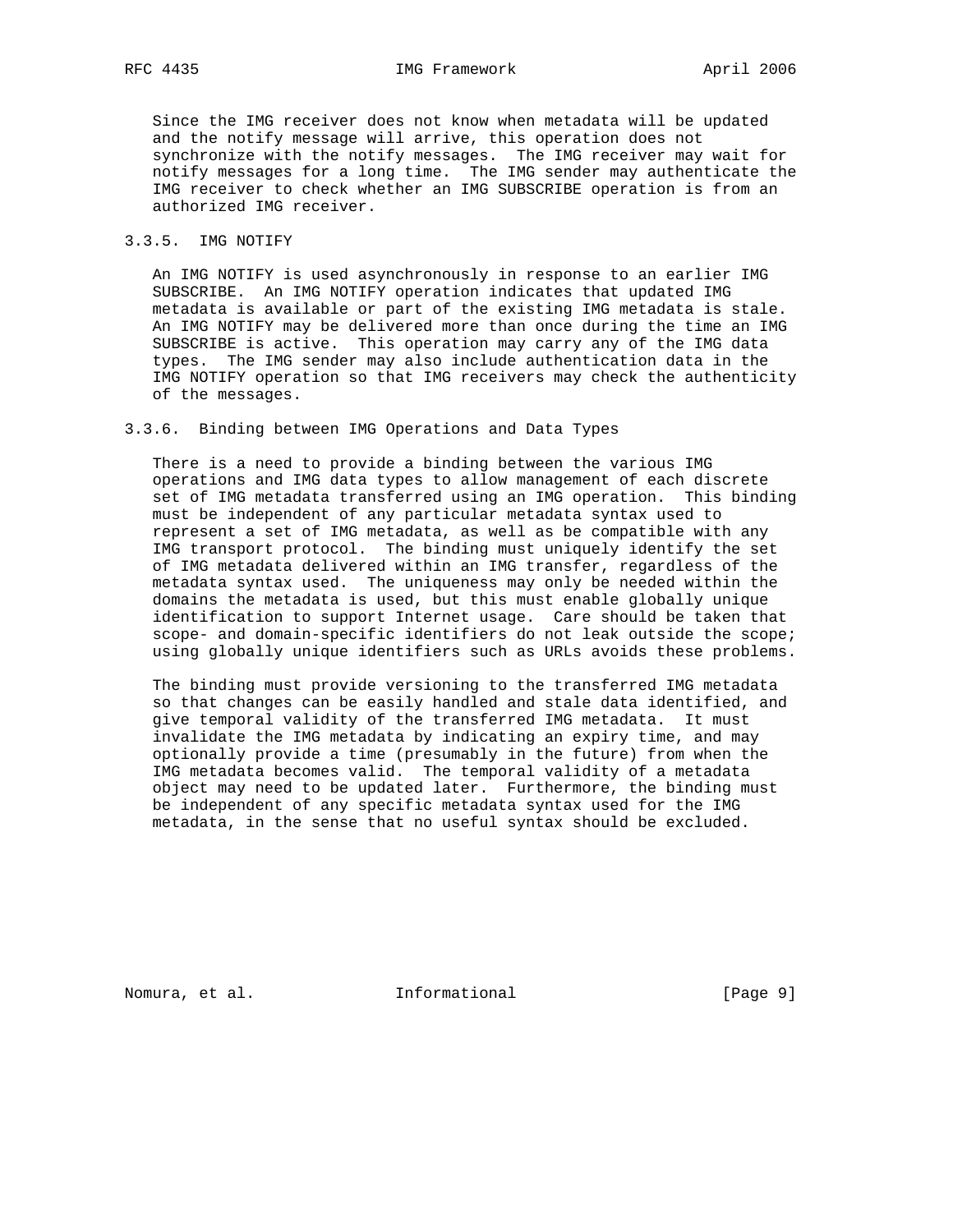Since the IMG receiver does not know when metadata will be updated and the notify message will arrive, this operation does not synchronize with the notify messages. The IMG receiver may wait for notify messages for a long time. The IMG sender may authenticate the IMG receiver to check whether an IMG SUBSCRIBE operation is from an authorized IMG receiver.

### 3.3.5. IMG NOTIFY

An IMG NOTIFY is used asynchronously in response to an earlier IMG SUBSCRIBE. An IMG NOTIFY operation indicates that updated IMG metadata is available or part of the existing IMG metadata is stale. An IMG NOTIFY may be delivered more than once during the time an IMG SUBSCRIBE is active. This operation may carry any of the IMG data types. The IMG sender may also include authentication data in the IMG NOTIFY operation so that IMG receivers may check the authenticity of the messages.

### 3.3.6. Binding between IMG Operations and Data Types

There is a need to provide a binding between the various IMG operations and IMG data types to allow management of each discrete set of IMG metadata transferred using an IMG operation. This binding must be independent of any particular metadata syntax used to represent a set of IMG metadata, as well as be compatible with any IMG transport protocol. The binding must uniquely identify the set of IMG metadata delivered within an IMG transfer, regardless of the metadata syntax used. The uniqueness may only be needed within the domains the metadata is used, but this must enable globally unique identification to support Internet usage. Care should be taken that scope- and domain-specific identifiers do not leak outside the scope; using globally unique identifiers such as URLs avoids these problems.

The binding must provide versioning to the transferred IMG metadata so that changes can be easily handled and stale data identified, and give temporal validity of the transferred IMG metadata. It must invalidate the IMG metadata by indicating an expiry time, and may optionally provide a time (presumably in the future) from when the IMG metadata becomes valid. The temporal validity of a metadata object may need to be updated later. Furthermore, the binding must be independent of any specific metadata syntax used for the IMG metadata, in the sense that no useful syntax should be excluded.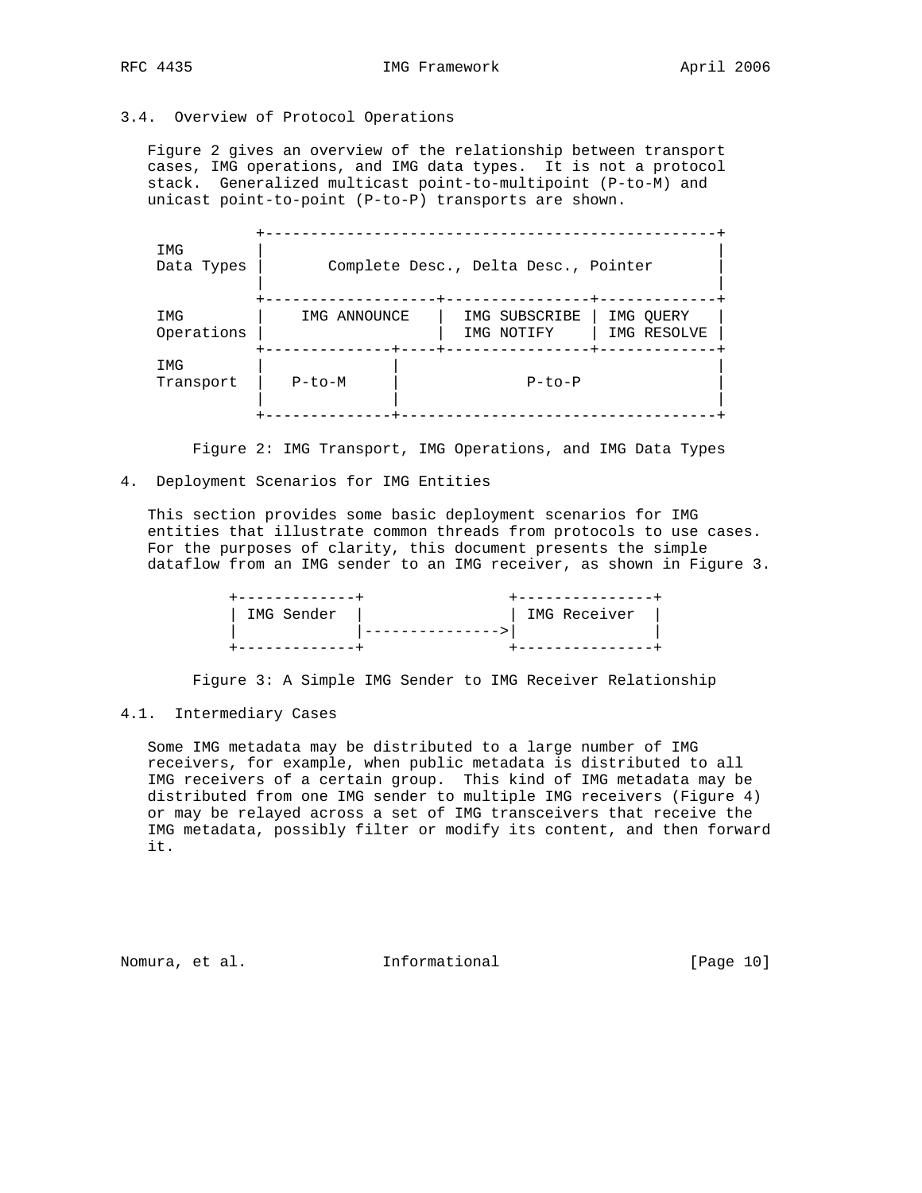### 3.4. Overview of Protocol Operations

Figure 2 gives an overview of the relationship between transport cases, IMG operations, and IMG data types. It is not a protocol stack. Generalized multicast point-to-multipoint (P-to-M) and unicast point-to-point (P-to-P) transports are shown.

```
            +---------------------------------------------------+
 IMG        |                                                   |
 Data Types |       Complete Desc., Delta Desc., Pointer        |
            |                                                   |
            +--------------------+----------------+-------------+
 IMG        |    IMG ANNOUNCE    | IMG SUBSCRIBE  | IMG QUERY   |
 Operations |                    | IMG NOTIFY     | IMG RESOLVE |
            +--------------+-----+----------------+-------------+
 IMG        |              |                                    |
 Transport  |   P-to-M     |              P-to-P                |
            |              |                                    |
            +--------------+------------------------------------+
```

Figure 2: IMG Transport, IMG Operations, and IMG Data Types

## 4. Deployment Scenarios for IMG Entities

This section provides some basic deployment scenarios for IMG entities that illustrate common threads from protocols to use cases. For the purposes of clarity, this document presents the simple dataflow from an IMG sender to an IMG receiver, as shown in Figure 3.

```
        +-------------+                +---------------+
        | IMG Sender  |                | IMG Receiver  |
        |             |--------------->|               |
        +-------------+                +---------------+
```

Figure 3: A Simple IMG Sender to IMG Receiver Relationship

### 4.1. Intermediary Cases

Some IMG metadata may be distributed to a large number of IMG receivers, for example, when public metadata is distributed to all IMG receivers of a certain group. This kind of IMG metadata may be distributed from one IMG sender to multiple IMG receivers (Figure 4) or may be relayed across a set of IMG transceivers that receive the IMG metadata, possibly filter or modify its content, and then forward it.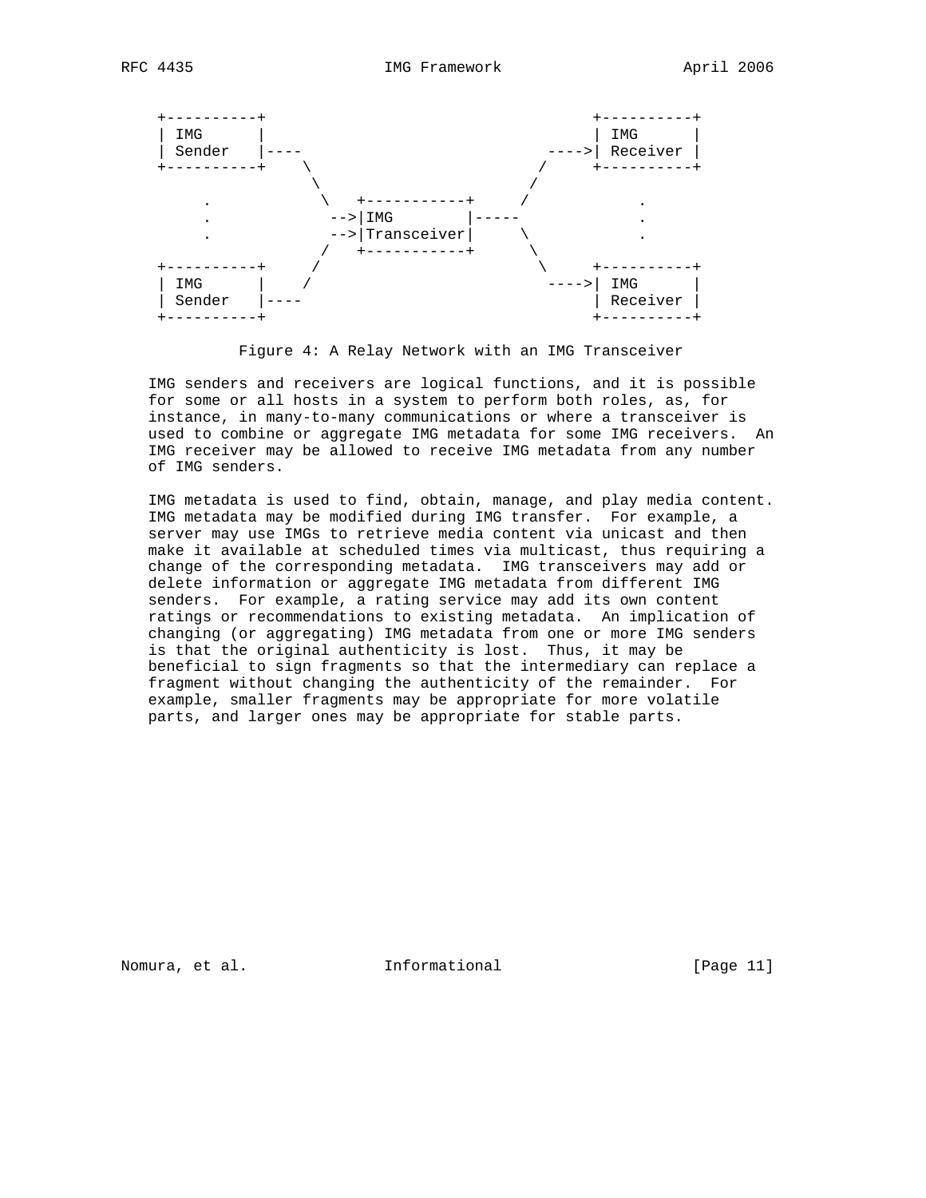```
 +----------+                                +----------+
 | IMG      |                                | IMG      |
 | Sender   |----                        ---->| Receiver |
 +----------+    \                      /     +----------+
                  \                    /
      .            \   +-----------+     /            .
      .             -->|IMG        |-----             .
      .             -->|Transceiver|     \            .
                  /    +-----------+      \
 +----------+     /                        \     +----------+
 | IMG      |    /                          ---->| IMG      |
 | Sender   |----                                | Receiver |
 +----------+                                    +----------+
```

Figure 4: A Relay Network with an IMG Transceiver

IMG senders and receivers are logical functions, and it is possible for some or all hosts in a system to perform both roles, as, for instance, in many-to-many communications or where a transceiver is used to combine or aggregate IMG metadata for some IMG receivers. An IMG receiver may be allowed to receive IMG metadata from any number of IMG senders.

IMG metadata is used to find, obtain, manage, and play media content. IMG metadata may be modified during IMG transfer. For example, a server may use IMGs to retrieve media content via unicast and then make it available at scheduled times via multicast, thus requiring a change of the corresponding metadata. IMG transceivers may add or delete information or aggregate IMG metadata from different IMG senders. For example, a rating service may add its own content ratings or recommendations to existing metadata. An implication of changing (or aggregating) IMG metadata from one or more IMG senders is that the original authenticity is lost. Thus, it may be beneficial to sign fragments so that the intermediary can replace a fragment without changing the authenticity of the remainder. For example, smaller fragments may be appropriate for more volatile parts, and larger ones may be appropriate for stable parts.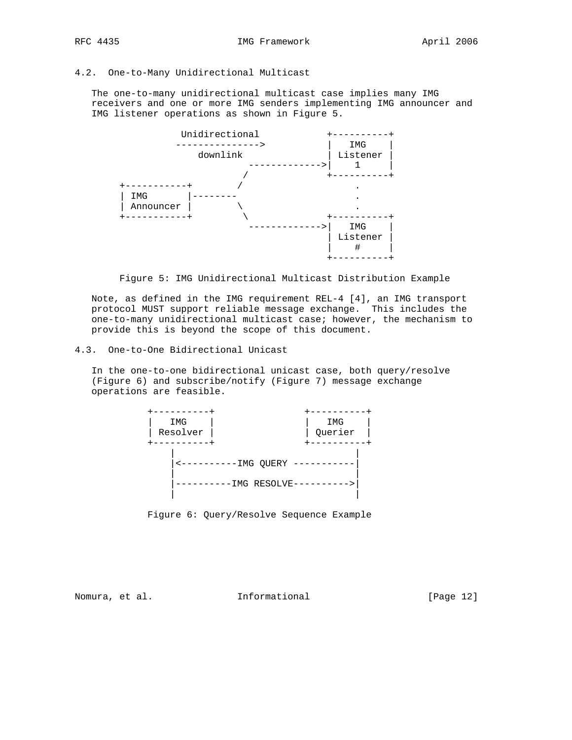### 4.2. One-to-Many Unidirectional Multicast

The one-to-many unidirectional multicast case implies many IMG receivers and one or more IMG senders implementing IMG announcer and IMG listener operations as shown in Figure 5.

```
                Unidirectional            +----------+
               --------------->           |   IMG    |
                   downlink               | Listener |
                          ------------->|    1     |
                         /                +----------+
      +-----------+        /                   .
      | IMG       |--------                    .
      | Announcer |        \                   .
      +-----------+         \                +----------+
                          ------------->|   IMG    |
                                          | Listener |
                                          |    #     |
                                          +----------+
```

Figure 5: IMG Unidirectional Multicast Distribution Example

Note, as defined in the IMG requirement REL-4 [4], an IMG transport protocol MUST support reliable message exchange. This includes the one-to-many unidirectional multicast case; however, the mechanism to provide this is beyond the scope of this document.

### 4.3. One-to-One Bidirectional Unicast

In the one-to-one bidirectional unicast case, both query/resolve (Figure 6) and subscribe/notify (Figure 7) message exchange operations are feasible.

```
          +----------+                +----------+
          |   IMG    |                |   IMG    |
          | Resolver |                | Querier  |
          +----------+                +----------+
              |                            |
              |<----------IMG QUERY -----------|
              |                            |
              |----------IMG RESOLVE---------->|
              |                            |
```

Figure 6: Query/Resolve Sequence Example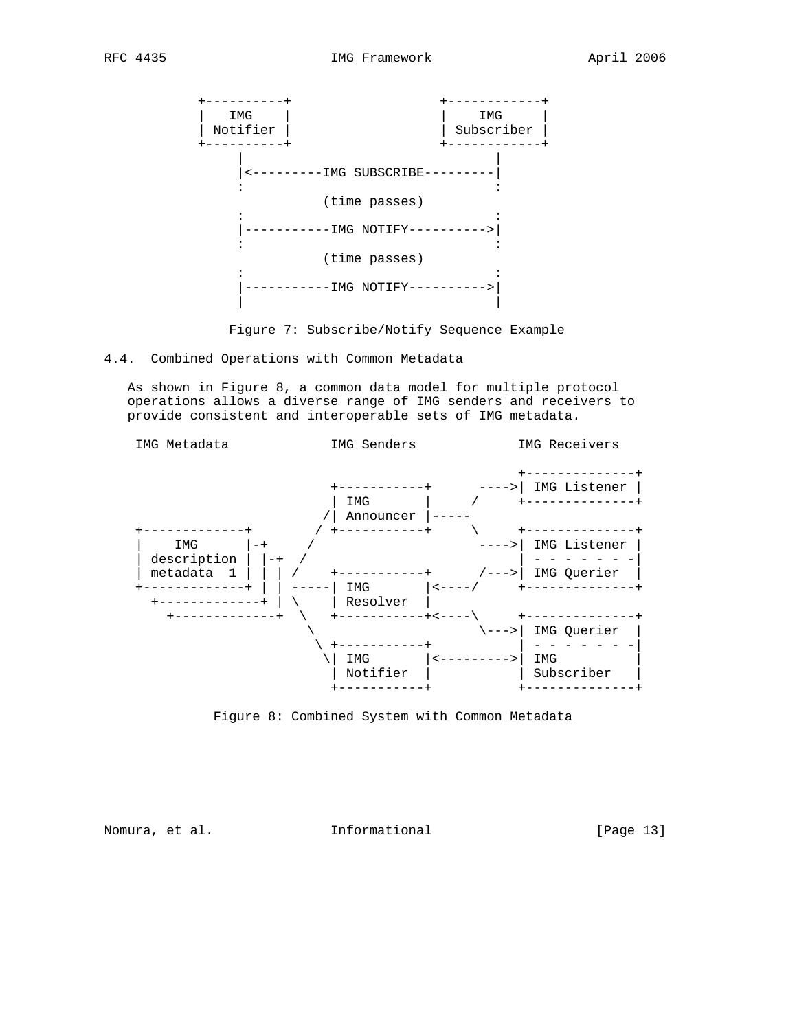```
   +----------+                  +------------+
   |   IMG    |                  |    IMG     |
   | Notifier |                  | Subscriber |
   +----------+                  +------------+
        |                               |
        |<---------IMG SUBSCRIBE---------|
        :                               :
                   (time passes)
        :                               :
        |-----------IMG NOTIFY---------->|
        :                               :
                   (time passes)
        :                               :
        |-----------IMG NOTIFY---------->|
        |                               |
```

Figure 7: Subscribe/Notify Sequence Example

### 4.4. Combined Operations with Common Metadata

As shown in Figure 8, a common data model for multiple protocol operations allows a diverse range of IMG senders and receivers to provide consistent and interoperable sets of IMG metadata.

```
 IMG Metadata            IMG Senders            IMG Receivers

                                                 +--------------+
                         +-----------+      ---->| IMG Listener |
                         | IMG       |     /     +--------------+
                        /| Announcer |-----
 +-------------+       / +-----------+     \     +--------------+
 |    IMG      |-+    /                     ---->| IMG Listener |
 | description | |-+  /                          | - - - - - - -|
 | metadata  1 | | | /    +-----------+      /--->| IMG Querier  |
 +-------------+ | | -----| IMG       |<----/     +--------------+
   +-------------+ | \    | Resolver  |
     +-------------+  \   +-----------+<----\     +--------------+
                       \                     \--->| IMG Querier  |
                        \ +-----------+           | - - - - - - -|
                         \| IMG       |<--------->| IMG          |
                          | Notifier  |           | Subscriber   |
                          +-----------+           +--------------+
```

Figure 8: Combined System with Common Metadata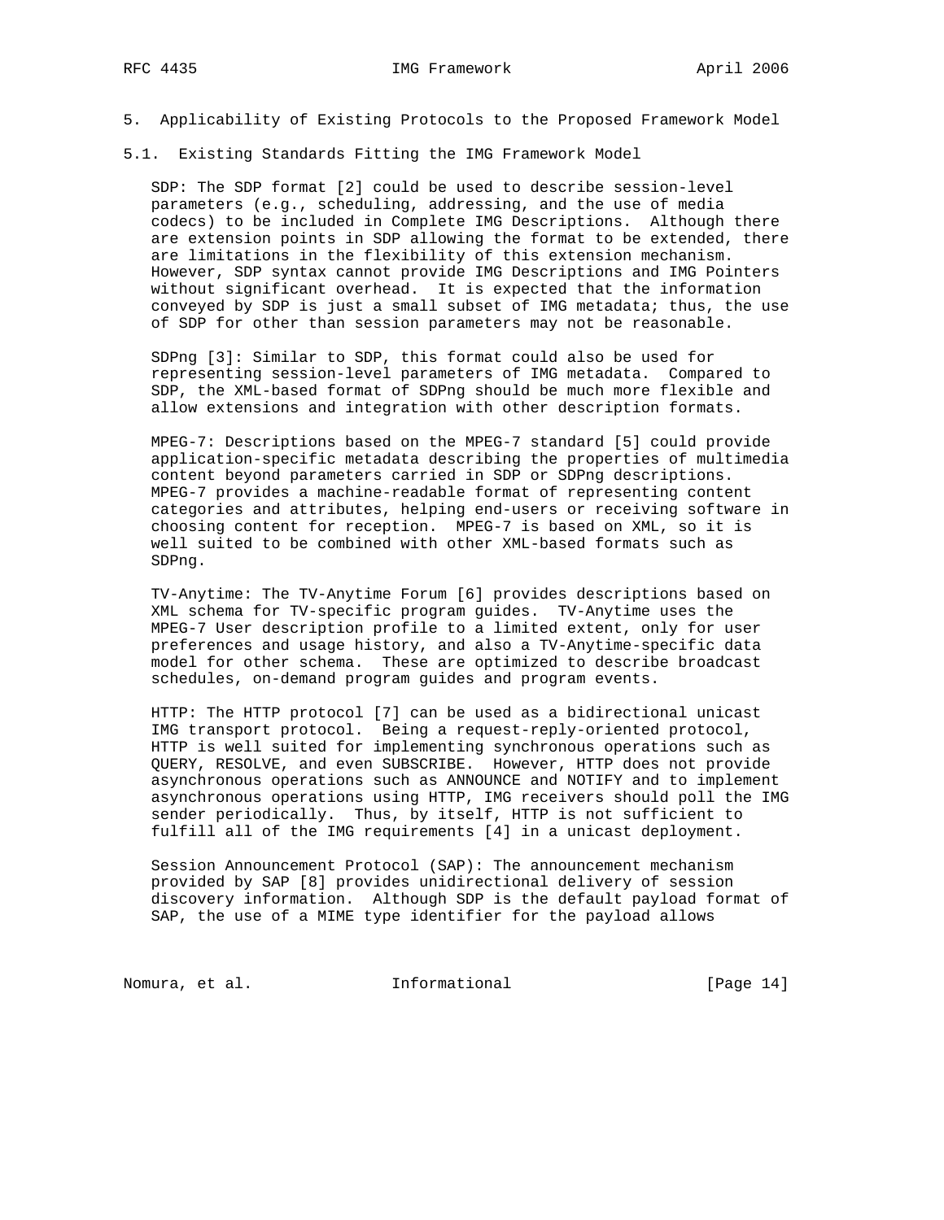# 5. Applicability of Existing Protocols to the Proposed Framework Model

## 5.1. Existing Standards Fitting the IMG Framework Model

SDP: The SDP format [2] could be used to describe session-level parameters (e.g., scheduling, addressing, and the use of media codecs) to be included in Complete IMG Descriptions. Although there are extension points in SDP allowing the format to be extended, there are limitations in the flexibility of this extension mechanism. However, SDP syntax cannot provide IMG Descriptions and IMG Pointers without significant overhead. It is expected that the information conveyed by SDP is just a small subset of IMG metadata; thus, the use of SDP for other than session parameters may not be reasonable.

SDPng [3]: Similar to SDP, this format could also be used for representing session-level parameters of IMG metadata. Compared to SDP, the XML-based format of SDPng should be much more flexible and allow extensions and integration with other description formats.

MPEG-7: Descriptions based on the MPEG-7 standard [5] could provide application-specific metadata describing the properties of multimedia content beyond parameters carried in SDP or SDPng descriptions. MPEG-7 provides a machine-readable format of representing content categories and attributes, helping end-users or receiving software in choosing content for reception. MPEG-7 is based on XML, so it is well suited to be combined with other XML-based formats such as SDPng.

TV-Anytime: The TV-Anytime Forum [6] provides descriptions based on XML schema for TV-specific program guides. TV-Anytime uses the MPEG-7 User description profile to a limited extent, only for user preferences and usage history, and also a TV-Anytime-specific data model for other schema. These are optimized to describe broadcast schedules, on-demand program guides and program events.

HTTP: The HTTP protocol [7] can be used as a bidirectional unicast IMG transport protocol. Being a request-reply-oriented protocol, HTTP is well suited for implementing synchronous operations such as QUERY, RESOLVE, and even SUBSCRIBE. However, HTTP does not provide asynchronous operations such as ANNOUNCE and NOTIFY and to implement asynchronous operations using HTTP, IMG receivers should poll the IMG sender periodically. Thus, by itself, HTTP is not sufficient to fulfill all of the IMG requirements [4] in a unicast deployment.

Session Announcement Protocol (SAP): The announcement mechanism provided by SAP [8] provides unidirectional delivery of session discovery information. Although SDP is the default payload format of SAP, the use of a MIME type identifier for the payload allows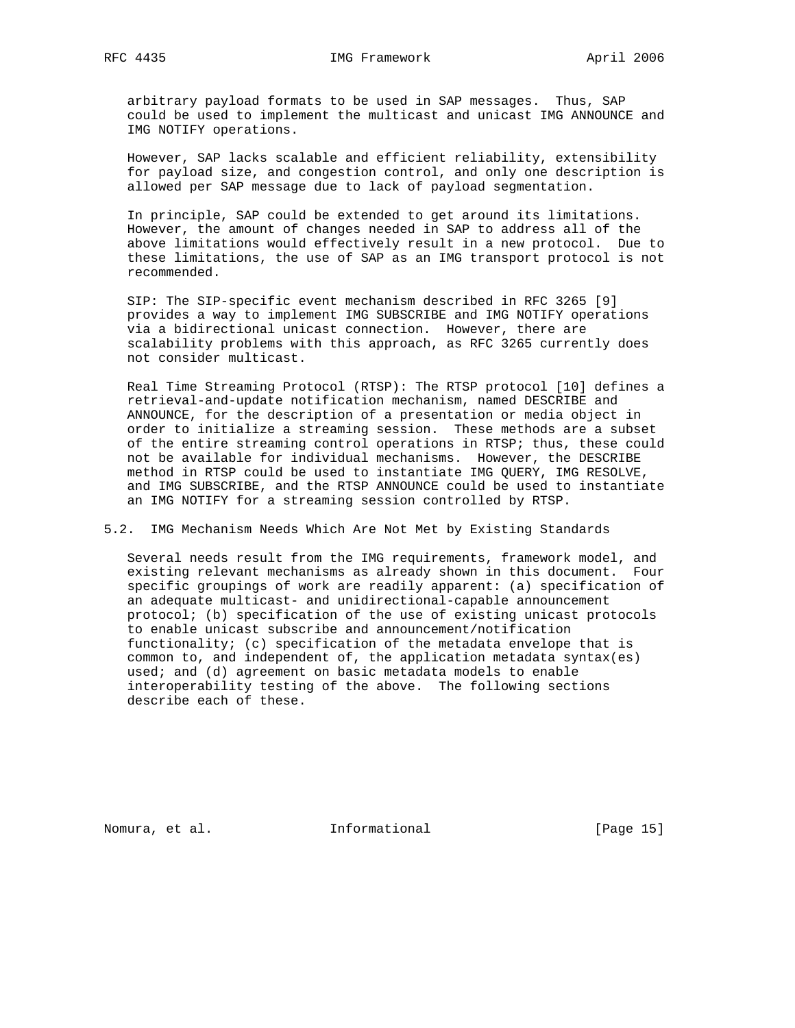arbitrary payload formats to be used in SAP messages. Thus, SAP could be used to implement the multicast and unicast IMG ANNOUNCE and IMG NOTIFY operations.

However, SAP lacks scalable and efficient reliability, extensibility for payload size, and congestion control, and only one description is allowed per SAP message due to lack of payload segmentation.

In principle, SAP could be extended to get around its limitations. However, the amount of changes needed in SAP to address all of the above limitations would effectively result in a new protocol. Due to these limitations, the use of SAP as an IMG transport protocol is not recommended.

SIP: The SIP-specific event mechanism described in RFC 3265 [9] provides a way to implement IMG SUBSCRIBE and IMG NOTIFY operations via a bidirectional unicast connection. However, there are scalability problems with this approach, as RFC 3265 currently does not consider multicast.

Real Time Streaming Protocol (RTSP): The RTSP protocol [10] defines a retrieval-and-update notification mechanism, named DESCRIBE and ANNOUNCE, for the description of a presentation or media object in order to initialize a streaming session. These methods are a subset of the entire streaming control operations in RTSP; thus, these could not be available for individual mechanisms. However, the DESCRIBE method in RTSP could be used to instantiate IMG QUERY, IMG RESOLVE, and IMG SUBSCRIBE, and the RTSP ANNOUNCE could be used to instantiate an IMG NOTIFY for a streaming session controlled by RTSP.

## 5.2. IMG Mechanism Needs Which Are Not Met by Existing Standards

Several needs result from the IMG requirements, framework model, and existing relevant mechanisms as already shown in this document. Four specific groupings of work are readily apparent: (a) specification of an adequate multicast- and unidirectional-capable announcement protocol; (b) specification of the use of existing unicast protocols to enable unicast subscribe and announcement/notification functionality; (c) specification of the metadata envelope that is common to, and independent of, the application metadata syntax(es) used; and (d) agreement on basic metadata models to enable interoperability testing of the above. The following sections describe each of these.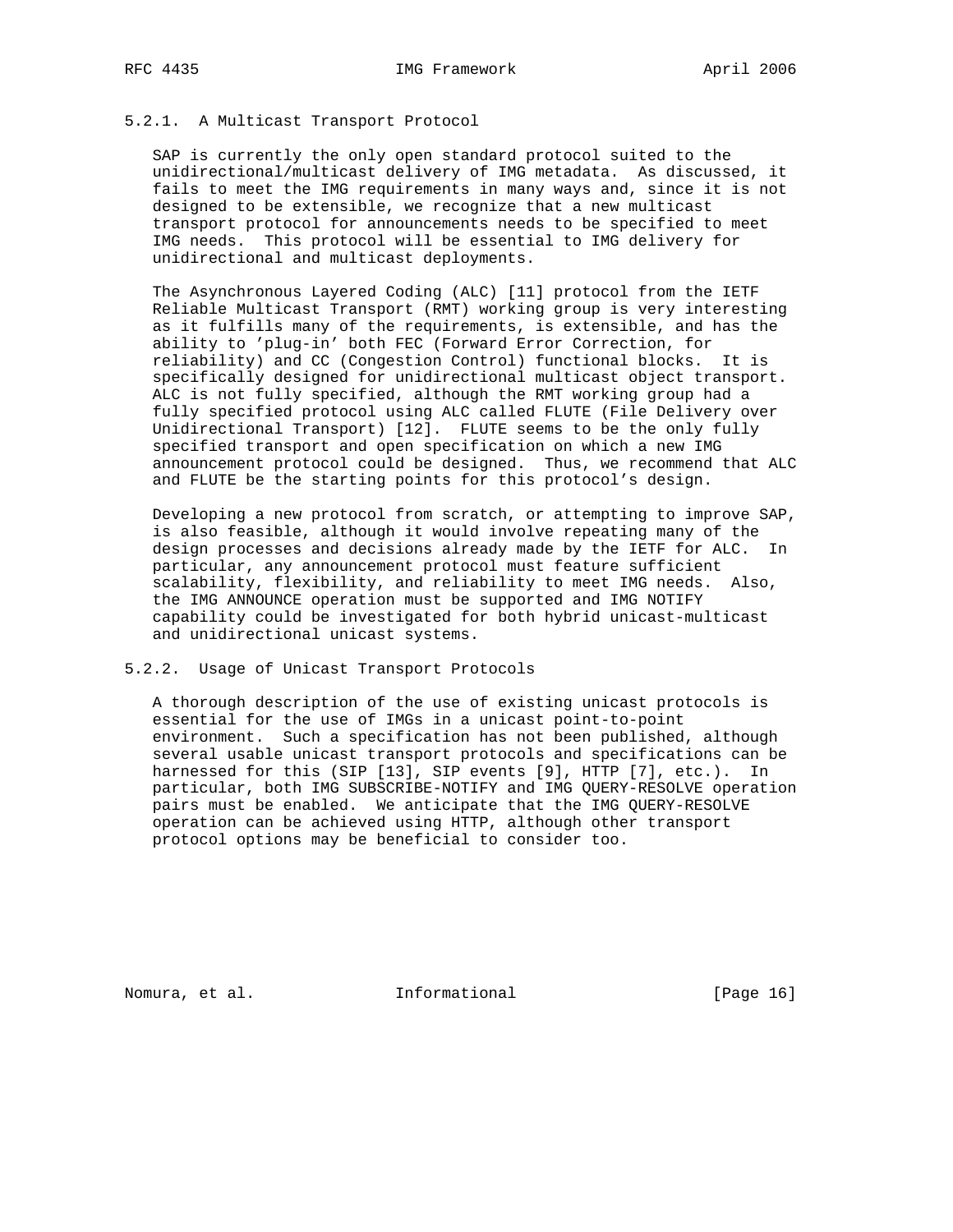### 5.2.1. A Multicast Transport Protocol

SAP is currently the only open standard protocol suited to the unidirectional/multicast delivery of IMG metadata. As discussed, it fails to meet the IMG requirements in many ways and, since it is not designed to be extensible, we recognize that a new multicast transport protocol for announcements needs to be specified to meet IMG needs. This protocol will be essential to IMG delivery for unidirectional and multicast deployments.

The Asynchronous Layered Coding (ALC) [11] protocol from the IETF Reliable Multicast Transport (RMT) working group is very interesting as it fulfills many of the requirements, is extensible, and has the ability to 'plug-in' both FEC (Forward Error Correction, for reliability) and CC (Congestion Control) functional blocks. It is specifically designed for unidirectional multicast object transport. ALC is not fully specified, although the RMT working group had a fully specified protocol using ALC called FLUTE (File Delivery over Unidirectional Transport) [12]. FLUTE seems to be the only fully specified transport and open specification on which a new IMG announcement protocol could be designed. Thus, we recommend that ALC and FLUTE be the starting points for this protocol's design.

Developing a new protocol from scratch, or attempting to improve SAP, is also feasible, although it would involve repeating many of the design processes and decisions already made by the IETF for ALC. In particular, any announcement protocol must feature sufficient scalability, flexibility, and reliability to meet IMG needs. Also, the IMG ANNOUNCE operation must be supported and IMG NOTIFY capability could be investigated for both hybrid unicast-multicast and unidirectional unicast systems.

### 5.2.2. Usage of Unicast Transport Protocols

A thorough description of the use of existing unicast protocols is essential for the use of IMGs in a unicast point-to-point environment. Such a specification has not been published, although several usable unicast transport protocols and specifications can be harnessed for this (SIP [13], SIP events [9], HTTP [7], etc.). In particular, both IMG SUBSCRIBE-NOTIFY and IMG QUERY-RESOLVE operation pairs must be enabled. We anticipate that the IMG QUERY-RESOLVE operation can be achieved using HTTP, although other transport protocol options may be beneficial to consider too.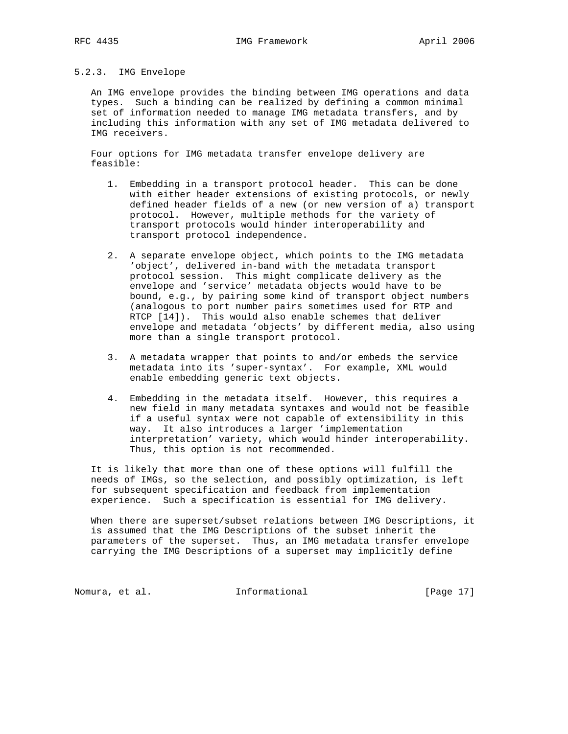### 5.2.3. IMG Envelope

An IMG envelope provides the binding between IMG operations and data types. Such a binding can be realized by defining a common minimal set of information needed to manage IMG metadata transfers, and by including this information with any set of IMG metadata delivered to IMG receivers.

Four options for IMG metadata transfer envelope delivery are feasible:

1. Embedding in a transport protocol header. This can be done with either header extensions of existing protocols, or newly defined header fields of a new (or new version of a) transport protocol. However, multiple methods for the variety of transport protocols would hinder interoperability and transport protocol independence.

2. A separate envelope object, which points to the IMG metadata 'object', delivered in-band with the metadata transport protocol session. This might complicate delivery as the envelope and 'service' metadata objects would have to be bound, e.g., by pairing some kind of transport object numbers (analogous to port number pairs sometimes used for RTP and RTCP [14]). This would also enable schemes that deliver envelope and metadata 'objects' by different media, also using more than a single transport protocol.

3. A metadata wrapper that points to and/or embeds the service metadata into its 'super-syntax'. For example, XML would enable embedding generic text objects.

4. Embedding in the metadata itself. However, this requires a new field in many metadata syntaxes and would not be feasible if a useful syntax were not capable of extensibility in this way. It also introduces a larger 'implementation interpretation' variety, which would hinder interoperability. Thus, this option is not recommended.

It is likely that more than one of these options will fulfill the needs of IMGs, so the selection, and possibly optimization, is left for subsequent specification and feedback from implementation experience. Such a specification is essential for IMG delivery.

When there are superset/subset relations between IMG Descriptions, it is assumed that the IMG Descriptions of the subset inherit the parameters of the superset. Thus, an IMG metadata transfer envelope carrying the IMG Descriptions of a superset may implicitly define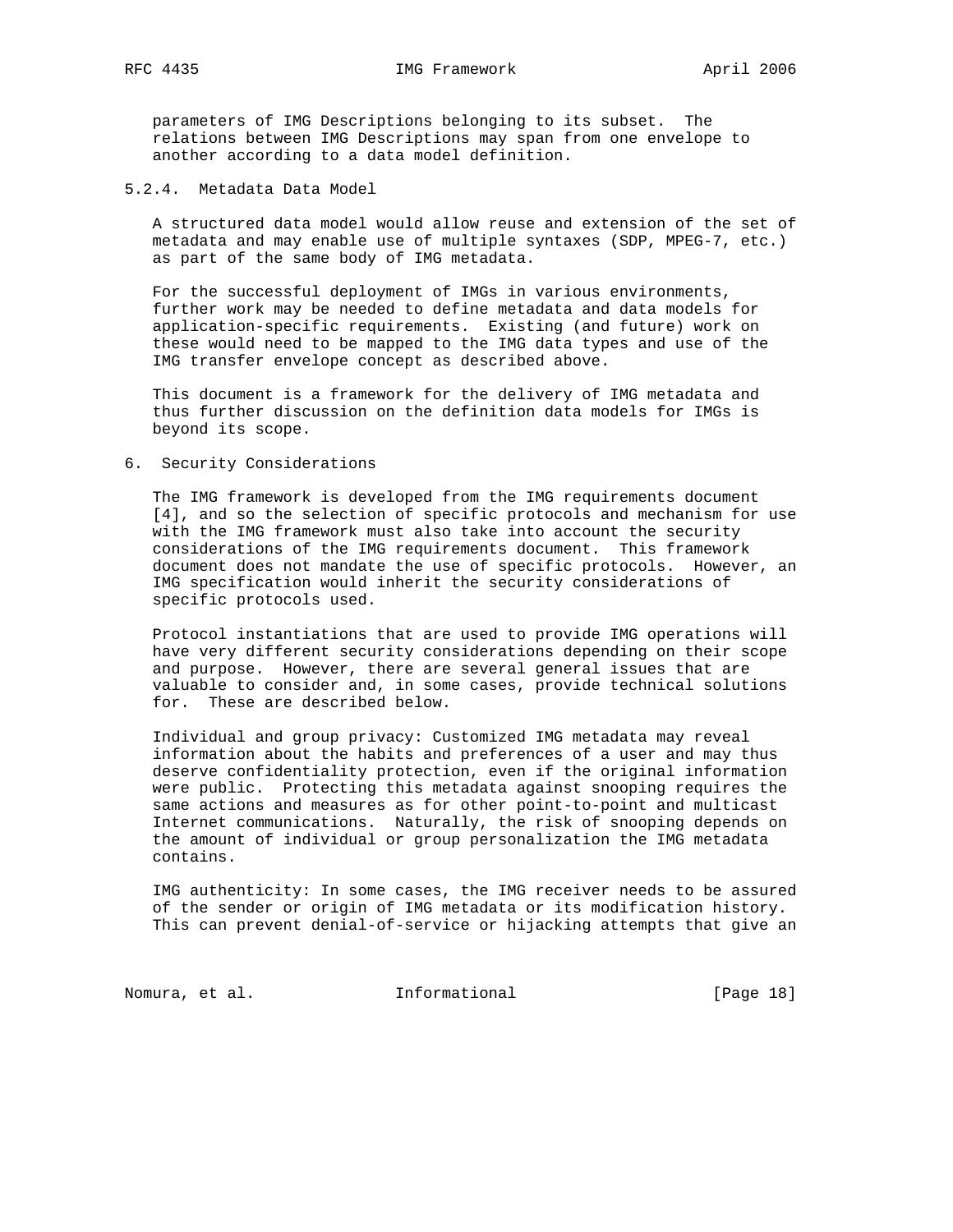parameters of IMG Descriptions belonging to its subset. The relations between IMG Descriptions may span from one envelope to another according to a data model definition.

### 5.2.4. Metadata Data Model

A structured data model would allow reuse and extension of the set of metadata and may enable use of multiple syntaxes (SDP, MPEG-7, etc.) as part of the same body of IMG metadata.

For the successful deployment of IMGs in various environments, further work may be needed to define metadata and data models for application-specific requirements. Existing (and future) work on these would need to be mapped to the IMG data types and use of the IMG transfer envelope concept as described above.

This document is a framework for the delivery of IMG metadata and thus further discussion on the definition data models for IMGs is beyond its scope.

## 6. Security Considerations

The IMG framework is developed from the IMG requirements document [4], and so the selection of specific protocols and mechanism for use with the IMG framework must also take into account the security considerations of the IMG requirements document. This framework document does not mandate the use of specific protocols. However, an IMG specification would inherit the security considerations of specific protocols used.

Protocol instantiations that are used to provide IMG operations will have very different security considerations depending on their scope and purpose. However, there are several general issues that are valuable to consider and, in some cases, provide technical solutions for. These are described below.

Individual and group privacy: Customized IMG metadata may reveal information about the habits and preferences of a user and may thus deserve confidentiality protection, even if the original information were public. Protecting this metadata against snooping requires the same actions and measures as for other point-to-point and multicast Internet communications. Naturally, the risk of snooping depends on the amount of individual or group personalization the IMG metadata contains.

IMG authenticity: In some cases, the IMG receiver needs to be assured of the sender or origin of IMG metadata or its modification history. This can prevent denial-of-service or hijacking attempts that give an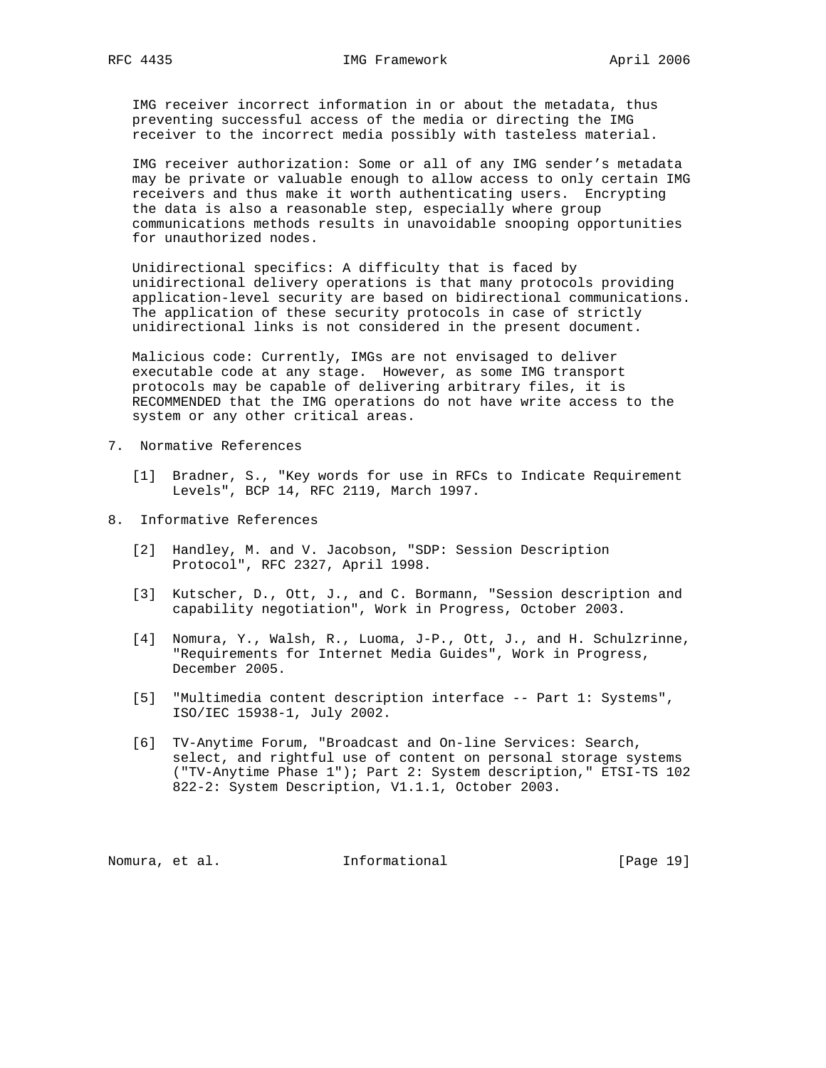IMG receiver incorrect information in or about the metadata, thus preventing successful access of the media or directing the IMG receiver to the incorrect media possibly with tasteless material.

IMG receiver authorization: Some or all of any IMG sender's metadata may be private or valuable enough to allow access to only certain IMG receivers and thus make it worth authenticating users. Encrypting the data is also a reasonable step, especially where group communications methods results in unavoidable snooping opportunities for unauthorized nodes.

Unidirectional specifics: A difficulty that is faced by unidirectional delivery operations is that many protocols providing application-level security are based on bidirectional communications. The application of these security protocols in case of strictly unidirectional links is not considered in the present document.

Malicious code: Currently, IMGs are not envisaged to deliver executable code at any stage. However, as some IMG transport protocols may be capable of delivering arbitrary files, it is RECOMMENDED that the IMG operations do not have write access to the system or any other critical areas.

## 7. Normative References

[1] Bradner, S., "Key words for use in RFCs to Indicate Requirement Levels", BCP 14, RFC 2119, March 1997.

## 8. Informative References

[2] Handley, M. and V. Jacobson, "SDP: Session Description Protocol", RFC 2327, April 1998.

[3] Kutscher, D., Ott, J., and C. Bormann, "Session description and capability negotiation", Work in Progress, October 2003.

[4] Nomura, Y., Walsh, R., Luoma, J-P., Ott, J., and H. Schulzrinne, "Requirements for Internet Media Guides", Work in Progress, December 2005.

[5] "Multimedia content description interface -- Part 1: Systems", ISO/IEC 15938-1, July 2002.

[6] TV-Anytime Forum, "Broadcast and On-line Services: Search, select, and rightful use of content on personal storage systems ("TV-Anytime Phase 1"); Part 2: System description," ETSI-TS 102 822-2: System Description, V1.1.1, October 2003.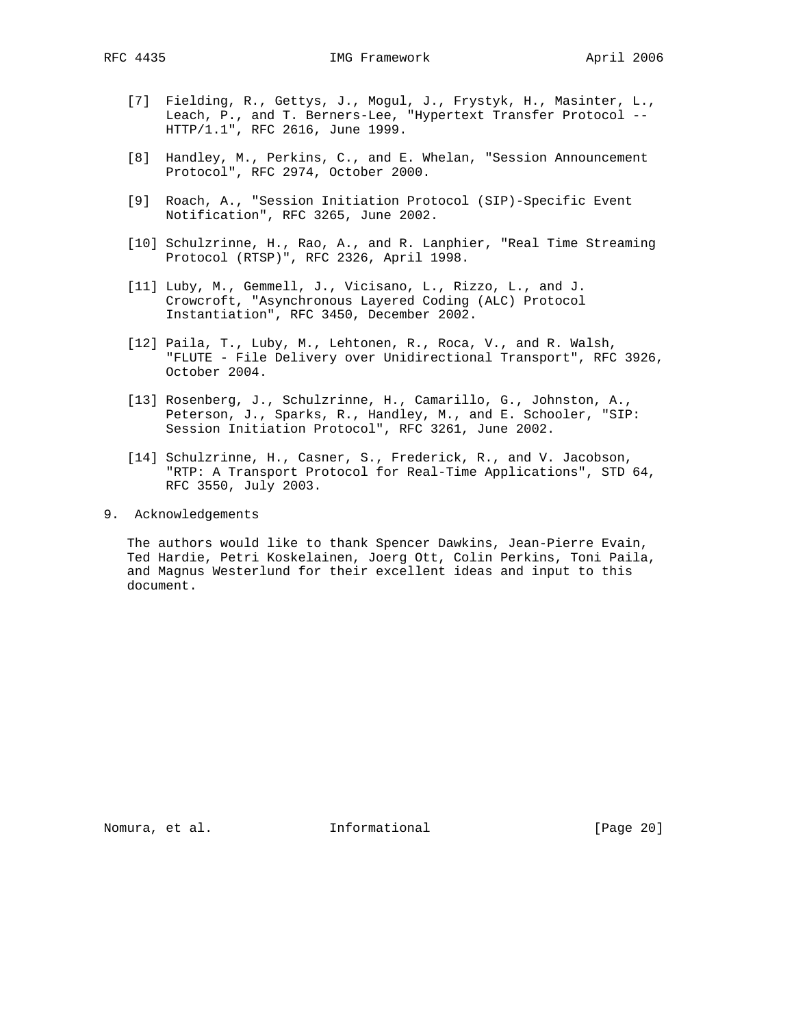[7] Fielding, R., Gettys, J., Mogul, J., Frystyk, H., Masinter, L., Leach, P., and T. Berners-Lee, "Hypertext Transfer Protocol -- HTTP/1.1", RFC 2616, June 1999.

[8] Handley, M., Perkins, C., and E. Whelan, "Session Announcement Protocol", RFC 2974, October 2000.

[9] Roach, A., "Session Initiation Protocol (SIP)-Specific Event Notification", RFC 3265, June 2002.

[10] Schulzrinne, H., Rao, A., and R. Lanphier, "Real Time Streaming Protocol (RTSP)", RFC 2326, April 1998.

[11] Luby, M., Gemmell, J., Vicisano, L., Rizzo, L., and J. Crowcroft, "Asynchronous Layered Coding (ALC) Protocol Instantiation", RFC 3450, December 2002.

[12] Paila, T., Luby, M., Lehtonen, R., Roca, V., and R. Walsh, "FLUTE - File Delivery over Unidirectional Transport", RFC 3926, October 2004.

[13] Rosenberg, J., Schulzrinne, H., Camarillo, G., Johnston, A., Peterson, J., Sparks, R., Handley, M., and E. Schooler, "SIP: Session Initiation Protocol", RFC 3261, June 2002.

[14] Schulzrinne, H., Casner, S., Frederick, R., and V. Jacobson, "RTP: A Transport Protocol for Real-Time Applications", STD 64, RFC 3550, July 2003.

## 9. Acknowledgements

The authors would like to thank Spencer Dawkins, Jean-Pierre Evain, Ted Hardie, Petri Koskelainen, Joerg Ott, Colin Perkins, Toni Paila, and Magnus Westerlund for their excellent ideas and input to this document.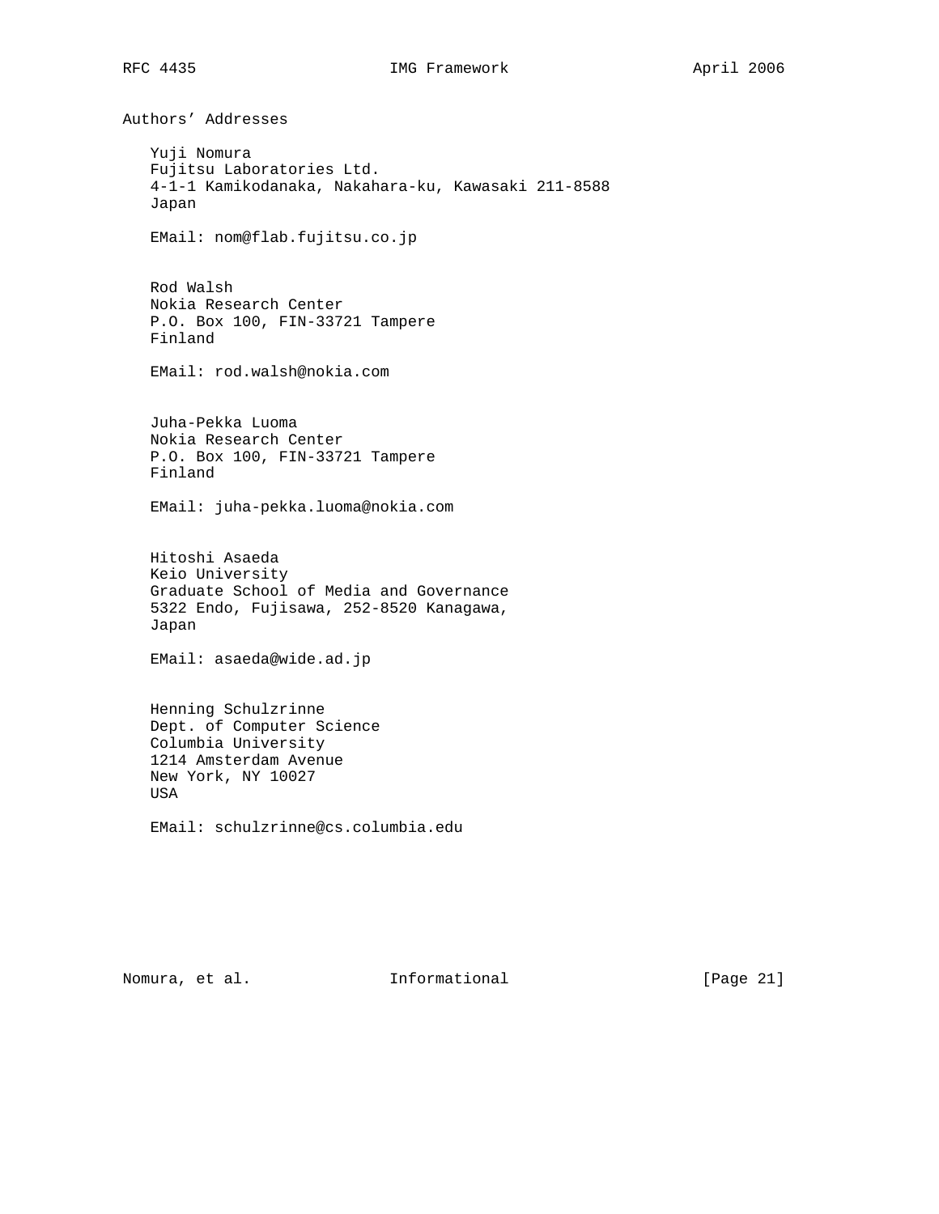## Authors' Addresses

Yuji Nomura
Fujitsu Laboratories Ltd.
4-1-1 Kamikodanaka, Nakahara-ku, Kawasaki 211-8588
Japan

EMail: nom@flab.fujitsu.co.jp

Rod Walsh
Nokia Research Center
P.O. Box 100, FIN-33721 Tampere
Finland

EMail: rod.walsh@nokia.com

Juha-Pekka Luoma
Nokia Research Center
P.O. Box 100, FIN-33721 Tampere
Finland

EMail: juha-pekka.luoma@nokia.com

Hitoshi Asaeda
Keio University
Graduate School of Media and Governance
5322 Endo, Fujisawa, 252-8520 Kanagawa,
Japan

EMail: asaeda@wide.ad.jp

Henning Schulzrinne
Dept. of Computer Science
Columbia University
1214 Amsterdam Avenue
New York, NY 10027
USA

EMail: schulzrinne@cs.columbia.edu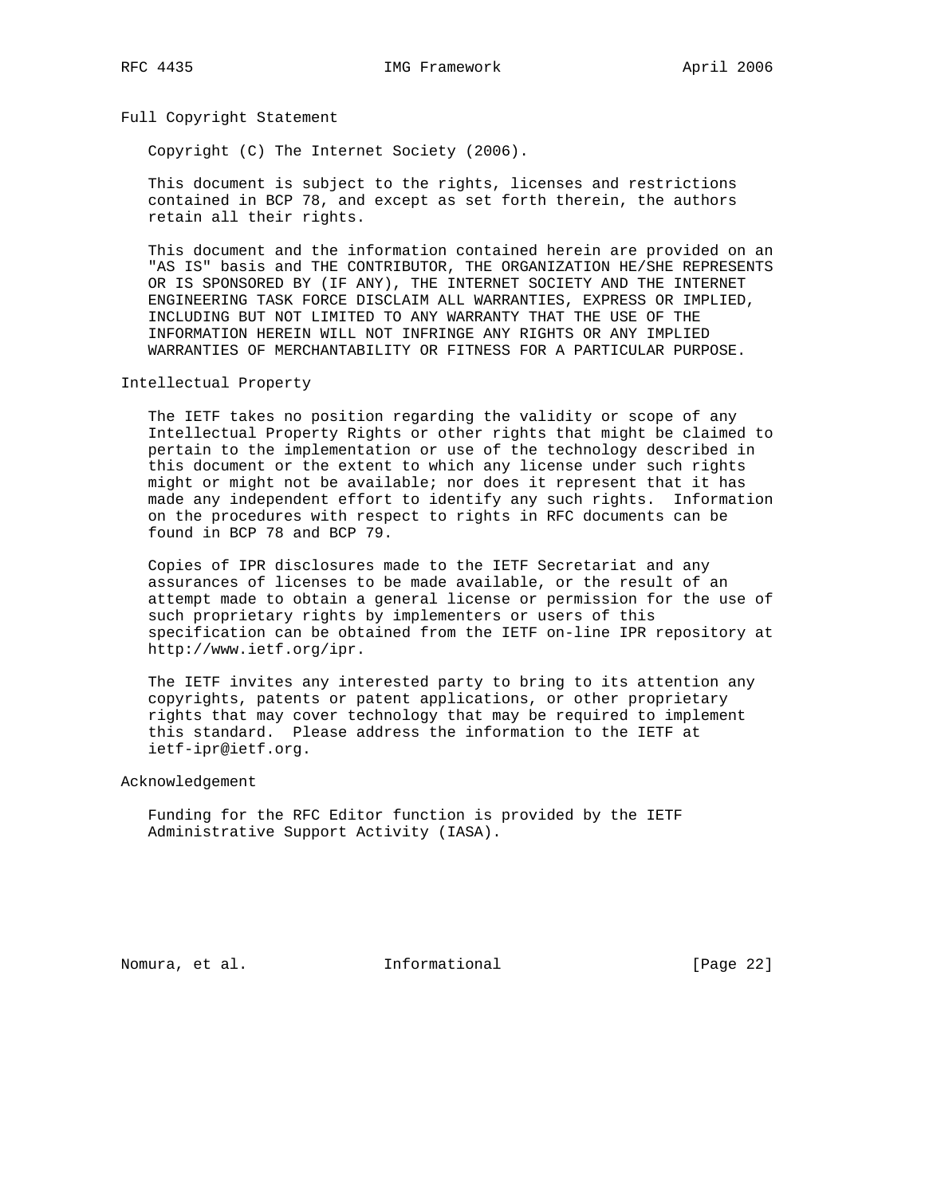## Full Copyright Statement

Copyright (C) The Internet Society (2006).

This document is subject to the rights, licenses and restrictions contained in BCP 78, and except as set forth therein, the authors retain all their rights.

This document and the information contained herein are provided on an "AS IS" basis and THE CONTRIBUTOR, THE ORGANIZATION HE/SHE REPRESENTS OR IS SPONSORED BY (IF ANY), THE INTERNET SOCIETY AND THE INTERNET ENGINEERING TASK FORCE DISCLAIM ALL WARRANTIES, EXPRESS OR IMPLIED, INCLUDING BUT NOT LIMITED TO ANY WARRANTY THAT THE USE OF THE INFORMATION HEREIN WILL NOT INFRINGE ANY RIGHTS OR ANY IMPLIED WARRANTIES OF MERCHANTABILITY OR FITNESS FOR A PARTICULAR PURPOSE.

## Intellectual Property

The IETF takes no position regarding the validity or scope of any Intellectual Property Rights or other rights that might be claimed to pertain to the implementation or use of the technology described in this document or the extent to which any license under such rights might or might not be available; nor does it represent that it has made any independent effort to identify any such rights. Information on the procedures with respect to rights in RFC documents can be found in BCP 78 and BCP 79.

Copies of IPR disclosures made to the IETF Secretariat and any assurances of licenses to be made available, or the result of an attempt made to obtain a general license or permission for the use of such proprietary rights by implementers or users of this specification can be obtained from the IETF on-line IPR repository at http://www.ietf.org/ipr.

The IETF invites any interested party to bring to its attention any copyrights, patents or patent applications, or other proprietary rights that may cover technology that may be required to implement this standard. Please address the information to the IETF at ietf-ipr@ietf.org.

## Acknowledgement

Funding for the RFC Editor function is provided by the IETF Administrative Support Activity (IASA).